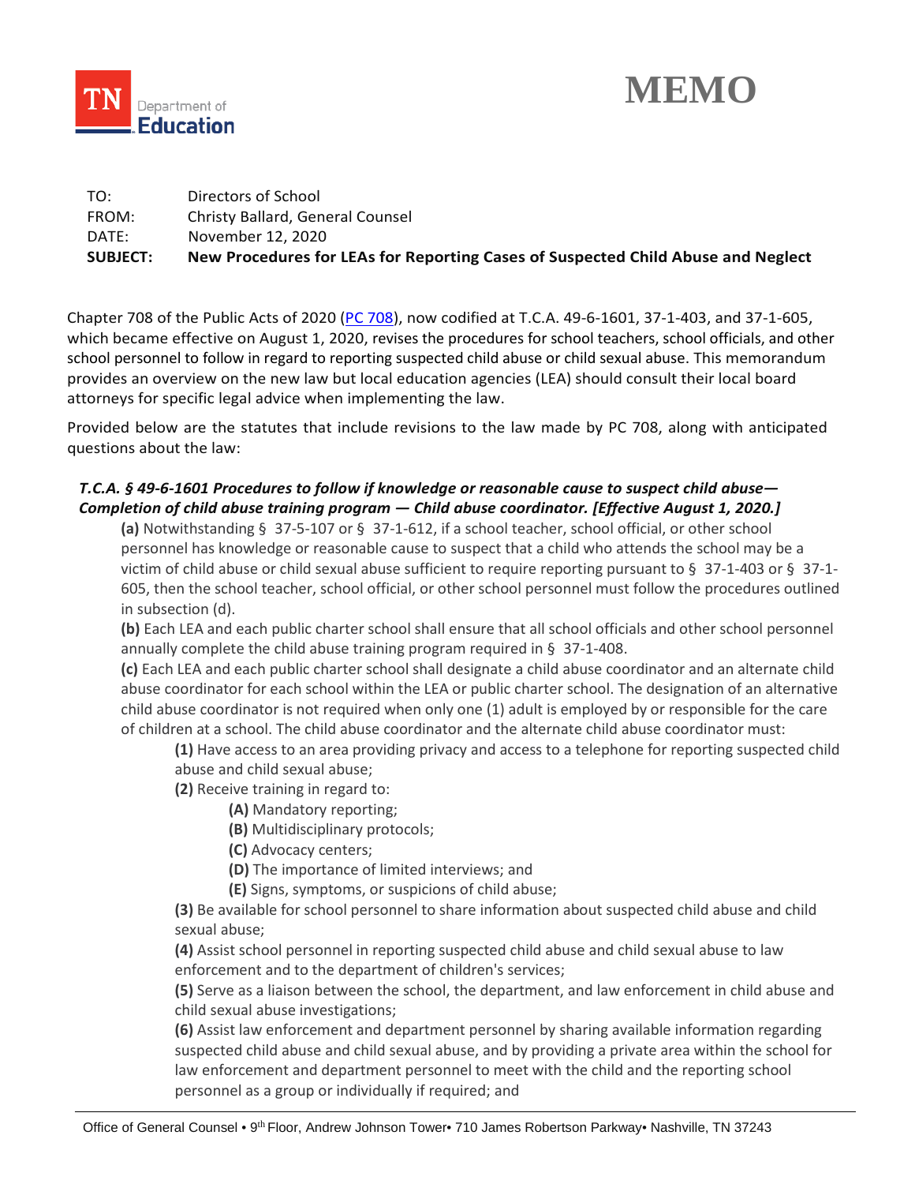# MEMO

TO: Directors of School
FROM: Christy Ballard, General Counsel
DATE: November 12, 2020
**SUBJECT: New Procedures for LEAs for Reporting Cases of Suspected Child Abuse and Neglect**

Chapter 708 of the Public Acts of 2020 (PC 708), now codified at T.C.A. 49-6-1601, 37-1-403, and 37-1-605, which became effective on August 1, 2020, revises the procedures for school teachers, school officials, and other school personnel to follow in regard to reporting suspected child abuse or child sexual abuse. This memorandum provides an overview on the new law but local education agencies (LEA) should consult their local board attorneys for specific legal advice when implementing the law.

Provided below are the statutes that include revisions to the law made by PC 708, along with anticipated questions about the law:

***T.C.A. § 49-6-1601 Procedures to follow if knowledge or reasonable cause to suspect child abuse— Completion of child abuse training program — Child abuse coordinator. [Effective August 1, 2020.]***

**(a)** Notwithstanding § 37-5-107 or § 37-1-612, if a school teacher, school official, or other school personnel has knowledge or reasonable cause to suspect that a child who attends the school may be a victim of child abuse or child sexual abuse sufficient to require reporting pursuant to § 37-1-403 or § 37-1-605, then the school teacher, school official, or other school personnel must follow the procedures outlined in subsection (d).

**(b)** Each LEA and each public charter school shall ensure that all school officials and other school personnel annually complete the child abuse training program required in § 37-1-408.

**(c)** Each LEA and each public charter school shall designate a child abuse coordinator and an alternate child abuse coordinator for each school within the LEA or public charter school. The designation of an alternative child abuse coordinator is not required when only one (1) adult is employed by or responsible for the care of children at a school. The child abuse coordinator and the alternate child abuse coordinator must:

- **(1)** Have access to an area providing privacy and access to a telephone for reporting suspected child abuse and child sexual abuse;
- **(2)** Receive training in regard to:
  - **(A)** Mandatory reporting;
  - **(B)** Multidisciplinary protocols;
  - **(C)** Advocacy centers;
  - **(D)** The importance of limited interviews; and
  - **(E)** Signs, symptoms, or suspicions of child abuse;
- **(3)** Be available for school personnel to share information about suspected child abuse and child sexual abuse;
- **(4)** Assist school personnel in reporting suspected child abuse and child sexual abuse to law enforcement and to the department of children's services;
- **(5)** Serve as a liaison between the school, the department, and law enforcement in child abuse and child sexual abuse investigations;
- **(6)** Assist law enforcement and department personnel by sharing available information regarding suspected child abuse and child sexual abuse, and by providing a private area within the school for law enforcement and department personnel to meet with the child and the reporting school personnel as a group or individually if required; and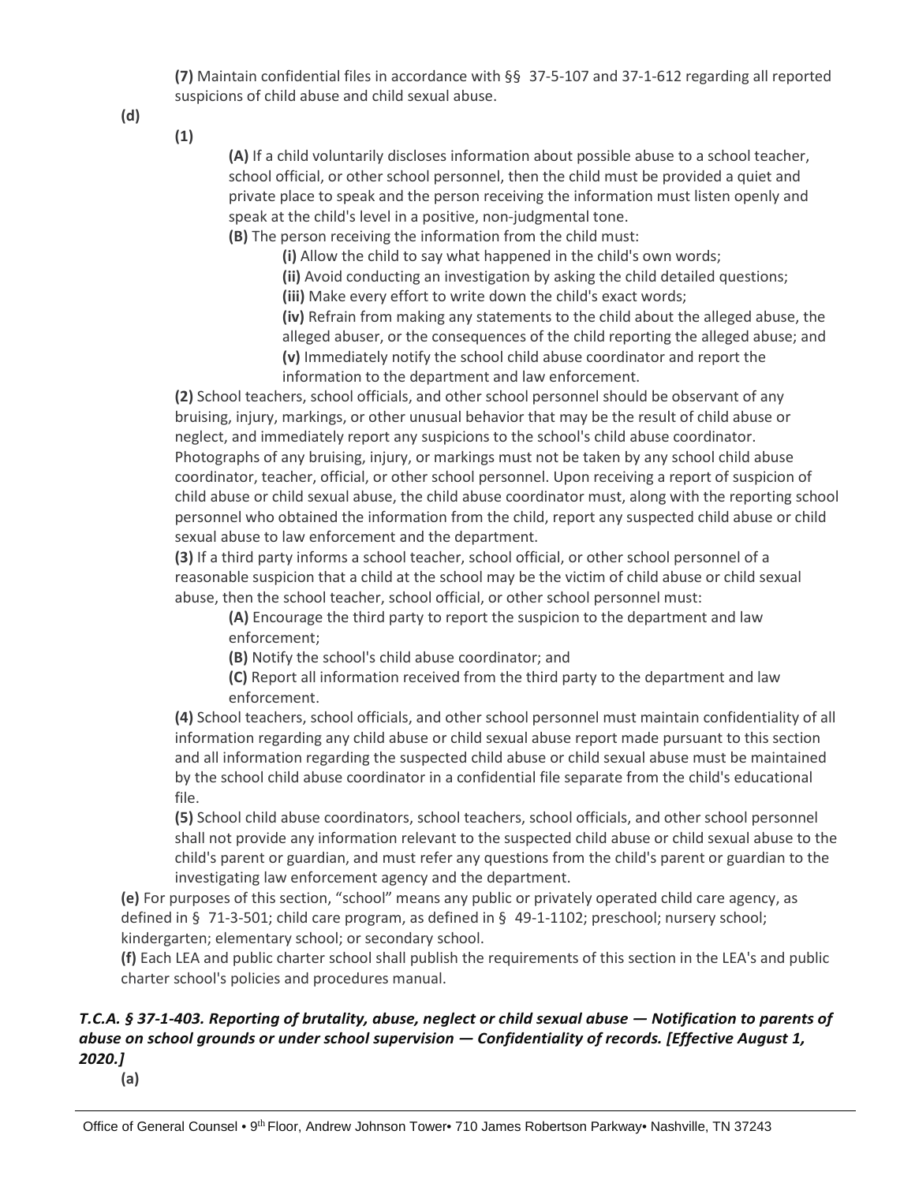**(7)** Maintain confidential files in accordance with §§ 37-5-107 and 37-1-612 regarding all reported suspicions of child abuse and child sexual abuse.

**(d)**

**(1)**

**(A)** If a child voluntarily discloses information about possible abuse to a school teacher, school official, or other school personnel, then the child must be provided a quiet and private place to speak and the person receiving the information must listen openly and speak at the child's level in a positive, non-judgmental tone.

**(B)** The person receiving the information from the child must:

**(i)** Allow the child to say what happened in the child's own words;

**(ii)** Avoid conducting an investigation by asking the child detailed questions;

**(iii)** Make every effort to write down the child's exact words;

**(iv)** Refrain from making any statements to the child about the alleged abuse, the alleged abuser, or the consequences of the child reporting the alleged abuse; and

**(v)** Immediately notify the school child abuse coordinator and report the information to the department and law enforcement.

**(2)** School teachers, school officials, and other school personnel should be observant of any bruising, injury, markings, or other unusual behavior that may be the result of child abuse or neglect, and immediately report any suspicions to the school's child abuse coordinator. Photographs of any bruising, injury, or markings must not be taken by any school child abuse coordinator, teacher, official, or other school personnel. Upon receiving a report of suspicion of child abuse or child sexual abuse, the child abuse coordinator must, along with the reporting school personnel who obtained the information from the child, report any suspected child abuse or child sexual abuse to law enforcement and the department.

**(3)** If a third party informs a school teacher, school official, or other school personnel of a reasonable suspicion that a child at the school may be the victim of child abuse or child sexual abuse, then the school teacher, school official, or other school personnel must:

**(A)** Encourage the third party to report the suspicion to the department and law enforcement;

**(B)** Notify the school's child abuse coordinator; and

**(C)** Report all information received from the third party to the department and law enforcement.

**(4)** School teachers, school officials, and other school personnel must maintain confidentiality of all information regarding any child abuse or child sexual abuse report made pursuant to this section and all information regarding the suspected child abuse or child sexual abuse must be maintained by the school child abuse coordinator in a confidential file separate from the child's educational file.

**(5)** School child abuse coordinators, school teachers, school officials, and other school personnel shall not provide any information relevant to the suspected child abuse or child sexual abuse to the child's parent or guardian, and must refer any questions from the child's parent or guardian to the investigating law enforcement agency and the department.

**(e)** For purposes of this section, "school" means any public or privately operated child care agency, as defined in § 71-3-501; child care program, as defined in § 49-1-1102; preschool; nursery school; kindergarten; elementary school; or secondary school.

**(f)** Each LEA and public charter school shall publish the requirements of this section in the LEA's and public charter school's policies and procedures manual.

### *T.C.A. § 37-1-403. Reporting of brutality, abuse, neglect or child sexual abuse — Notification to parents of abuse on school grounds or under school supervision — Confidentiality of records. [Effective August 1, 2020.]*

**(a)**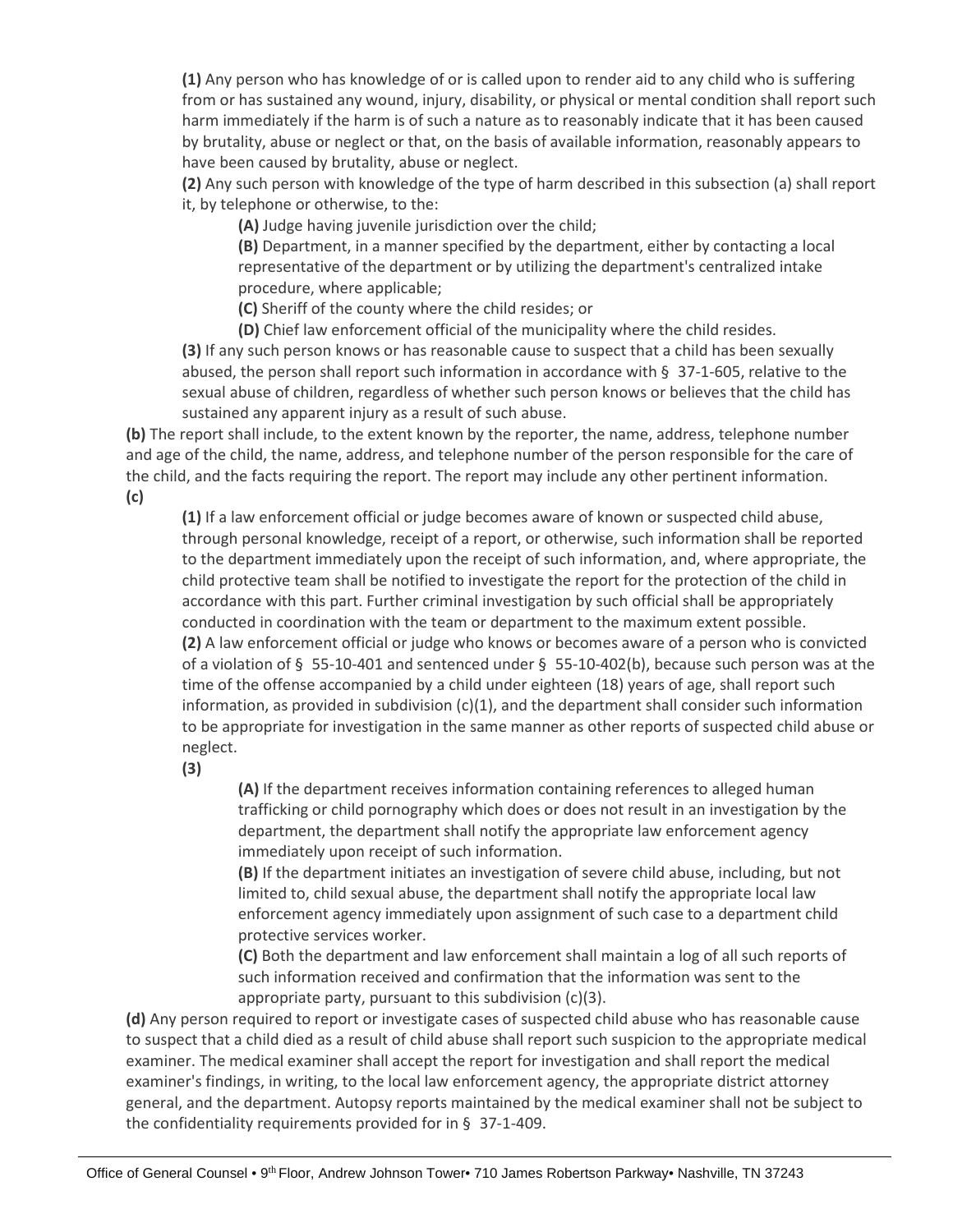**(1)** Any person who has knowledge of or is called upon to render aid to any child who is suffering from or has sustained any wound, injury, disability, or physical or mental condition shall report such harm immediately if the harm is of such a nature as to reasonably indicate that it has been caused by brutality, abuse or neglect or that, on the basis of available information, reasonably appears to have been caused by brutality, abuse or neglect.

**(2)** Any such person with knowledge of the type of harm described in this subsection (a) shall report it, by telephone or otherwise, to the:

**(A)** Judge having juvenile jurisdiction over the child;

**(B)** Department, in a manner specified by the department, either by contacting a local representative of the department or by utilizing the department's centralized intake procedure, where applicable;

**(C)** Sheriff of the county where the child resides; or

**(D)** Chief law enforcement official of the municipality where the child resides.

**(3)** If any such person knows or has reasonable cause to suspect that a child has been sexually abused, the person shall report such information in accordance with § 37-1-605, relative to the sexual abuse of children, regardless of whether such person knows or believes that the child has sustained any apparent injury as a result of such abuse.

**(b)** The report shall include, to the extent known by the reporter, the name, address, telephone number and age of the child, the name, address, and telephone number of the person responsible for the care of the child, and the facts requiring the report. The report may include any other pertinent information.

**(c)**

**(1)** If a law enforcement official or judge becomes aware of known or suspected child abuse, through personal knowledge, receipt of a report, or otherwise, such information shall be reported to the department immediately upon the receipt of such information, and, where appropriate, the child protective team shall be notified to investigate the report for the protection of the child in accordance with this part. Further criminal investigation by such official shall be appropriately conducted in coordination with the team or department to the maximum extent possible.

**(2)** A law enforcement official or judge who knows or becomes aware of a person who is convicted of a violation of § 55-10-401 and sentenced under § 55-10-402(b), because such person was at the time of the offense accompanied by a child under eighteen (18) years of age, shall report such information, as provided in subdivision (c)(1), and the department shall consider such information to be appropriate for investigation in the same manner as other reports of suspected child abuse or neglect.

**(3)**

**(A)** If the department receives information containing references to alleged human trafficking or child pornography which does or does not result in an investigation by the department, the department shall notify the appropriate law enforcement agency immediately upon receipt of such information.

**(B)** If the department initiates an investigation of severe child abuse, including, but not limited to, child sexual abuse, the department shall notify the appropriate local law enforcement agency immediately upon assignment of such case to a department child protective services worker.

**(C)** Both the department and law enforcement shall maintain a log of all such reports of such information received and confirmation that the information was sent to the appropriate party, pursuant to this subdivision (c)(3).

**(d)** Any person required to report or investigate cases of suspected child abuse who has reasonable cause to suspect that a child died as a result of child abuse shall report such suspicion to the appropriate medical examiner. The medical examiner shall accept the report for investigation and shall report the medical examiner's findings, in writing, to the local law enforcement agency, the appropriate district attorney general, and the department. Autopsy reports maintained by the medical examiner shall not be subject to the confidentiality requirements provided for in § 37-1-409.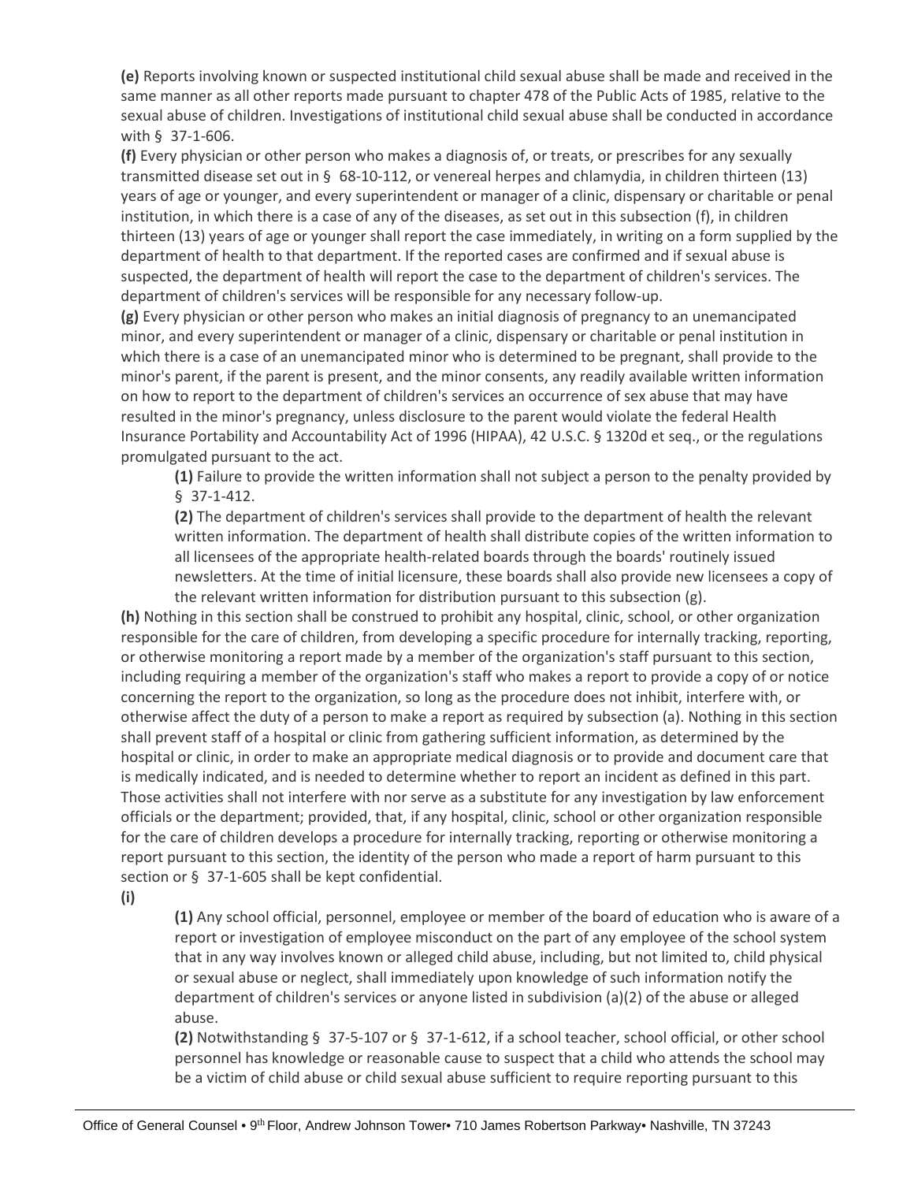**(e)** Reports involving known or suspected institutional child sexual abuse shall be made and received in the same manner as all other reports made pursuant to chapter 478 of the Public Acts of 1985, relative to the sexual abuse of children. Investigations of institutional child sexual abuse shall be conducted in accordance with § 37-1-606.

**(f)** Every physician or other person who makes a diagnosis of, or treats, or prescribes for any sexually transmitted disease set out in § 68-10-112, or venereal herpes and chlamydia, in children thirteen (13) years of age or younger, and every superintendent or manager of a clinic, dispensary or charitable or penal institution, in which there is a case of any of the diseases, as set out in this subsection (f), in children thirteen (13) years of age or younger shall report the case immediately, in writing on a form supplied by the department of health to that department. If the reported cases are confirmed and if sexual abuse is suspected, the department of health will report the case to the department of children's services. The department of children's services will be responsible for any necessary follow-up.

**(g)** Every physician or other person who makes an initial diagnosis of pregnancy to an unemancipated minor, and every superintendent or manager of a clinic, dispensary or charitable or penal institution in which there is a case of an unemancipated minor who is determined to be pregnant, shall provide to the minor's parent, if the parent is present, and the minor consents, any readily available written information on how to report to the department of children's services an occurrence of sex abuse that may have resulted in the minor's pregnancy, unless disclosure to the parent would violate the federal Health Insurance Portability and Accountability Act of 1996 (HIPAA), 42 U.S.C. § 1320d et seq., or the regulations promulgated pursuant to the act.

> **(1)** Failure to provide the written information shall not subject a person to the penalty provided by § 37-1-412.
>
> **(2)** The department of children's services shall provide to the department of health the relevant written information. The department of health shall distribute copies of the written information to all licensees of the appropriate health-related boards through the boards' routinely issued newsletters. At the time of initial licensure, these boards shall also provide new licensees a copy of the relevant written information for distribution pursuant to this subsection (g).

**(h)** Nothing in this section shall be construed to prohibit any hospital, clinic, school, or other organization responsible for the care of children, from developing a specific procedure for internally tracking, reporting, or otherwise monitoring a report made by a member of the organization's staff pursuant to this section, including requiring a member of the organization's staff who makes a report to provide a copy of or notice concerning the report to the organization, so long as the procedure does not inhibit, interfere with, or otherwise affect the duty of a person to make a report as required by subsection (a). Nothing in this section shall prevent staff of a hospital or clinic from gathering sufficient information, as determined by the hospital or clinic, in order to make an appropriate medical diagnosis or to provide and document care that is medically indicated, and is needed to determine whether to report an incident as defined in this part. Those activities shall not interfere with nor serve as a substitute for any investigation by law enforcement officials or the department; provided, that, if any hospital, clinic, school or other organization responsible for the care of children develops a procedure for internally tracking, reporting or otherwise monitoring a report pursuant to this section, the identity of the person who made a report of harm pursuant to this section or § 37-1-605 shall be kept confidential.

**(i)**

> **(1)** Any school official, personnel, employee or member of the board of education who is aware of a report or investigation of employee misconduct on the part of any employee of the school system that in any way involves known or alleged child abuse, including, but not limited to, child physical or sexual abuse or neglect, shall immediately upon knowledge of such information notify the department of children's services or anyone listed in subdivision (a)(2) of the abuse or alleged abuse.
>
> **(2)** Notwithstanding § 37-5-107 or § 37-1-612, if a school teacher, school official, or other school personnel has knowledge or reasonable cause to suspect that a child who attends the school may be a victim of child abuse or child sexual abuse sufficient to require reporting pursuant to this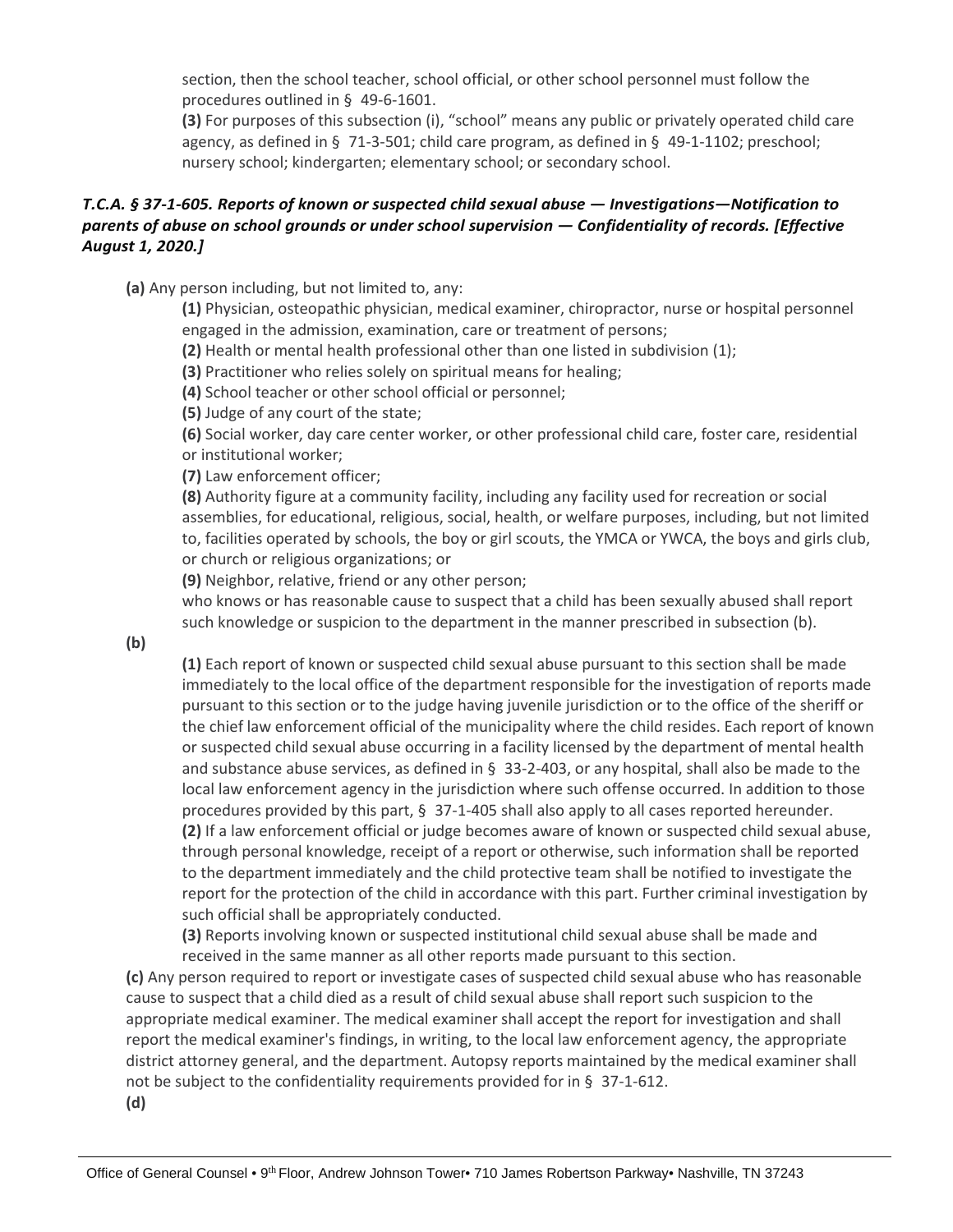section, then the school teacher, school official, or other school personnel must follow the procedures outlined in § 49-6-1601.

**(3)** For purposes of this subsection (i), "school" means any public or privately operated child care agency, as defined in § 71-3-501; child care program, as defined in § 49-1-1102; preschool; nursery school; kindergarten; elementary school; or secondary school.

***T.C.A. § 37-1-605. Reports of known or suspected child sexual abuse — Investigations—Notification to parents of abuse on school grounds or under school supervision — Confidentiality of records. [Effective August 1, 2020.]***

**(a)** Any person including, but not limited to, any:

**(1)** Physician, osteopathic physician, medical examiner, chiropractor, nurse or hospital personnel engaged in the admission, examination, care or treatment of persons;

**(2)** Health or mental health professional other than one listed in subdivision (1);

**(3)** Practitioner who relies solely on spiritual means for healing;

**(4)** School teacher or other school official or personnel;

**(5)** Judge of any court of the state;

**(6)** Social worker, day care center worker, or other professional child care, foster care, residential or institutional worker;

**(7)** Law enforcement officer;

**(8)** Authority figure at a community facility, including any facility used for recreation or social assemblies, for educational, religious, social, health, or welfare purposes, including, but not limited to, facilities operated by schools, the boy or girl scouts, the YMCA or YWCA, the boys and girls club, or church or religious organizations; or

**(9)** Neighbor, relative, friend or any other person;

who knows or has reasonable cause to suspect that a child has been sexually abused shall report such knowledge or suspicion to the department in the manner prescribed in subsection (b).

**(b)**

**(1)** Each report of known or suspected child sexual abuse pursuant to this section shall be made immediately to the local office of the department responsible for the investigation of reports made pursuant to this section or to the judge having juvenile jurisdiction or to the office of the sheriff or the chief law enforcement official of the municipality where the child resides. Each report of known or suspected child sexual abuse occurring in a facility licensed by the department of mental health and substance abuse services, as defined in § 33-2-403, or any hospital, shall also be made to the local law enforcement agency in the jurisdiction where such offense occurred. In addition to those procedures provided by this part, § 37-1-405 shall also apply to all cases reported hereunder.

**(2)** If a law enforcement official or judge becomes aware of known or suspected child sexual abuse, through personal knowledge, receipt of a report or otherwise, such information shall be reported to the department immediately and the child protective team shall be notified to investigate the report for the protection of the child in accordance with this part. Further criminal investigation by such official shall be appropriately conducted.

**(3)** Reports involving known or suspected institutional child sexual abuse shall be made and received in the same manner as all other reports made pursuant to this section.

**(c)** Any person required to report or investigate cases of suspected child sexual abuse who has reasonable cause to suspect that a child died as a result of child sexual abuse shall report such suspicion to the appropriate medical examiner. The medical examiner shall accept the report for investigation and shall report the medical examiner's findings, in writing, to the local law enforcement agency, the appropriate district attorney general, and the department. Autopsy reports maintained by the medical examiner shall not be subject to the confidentiality requirements provided for in § 37-1-612.

**(d)**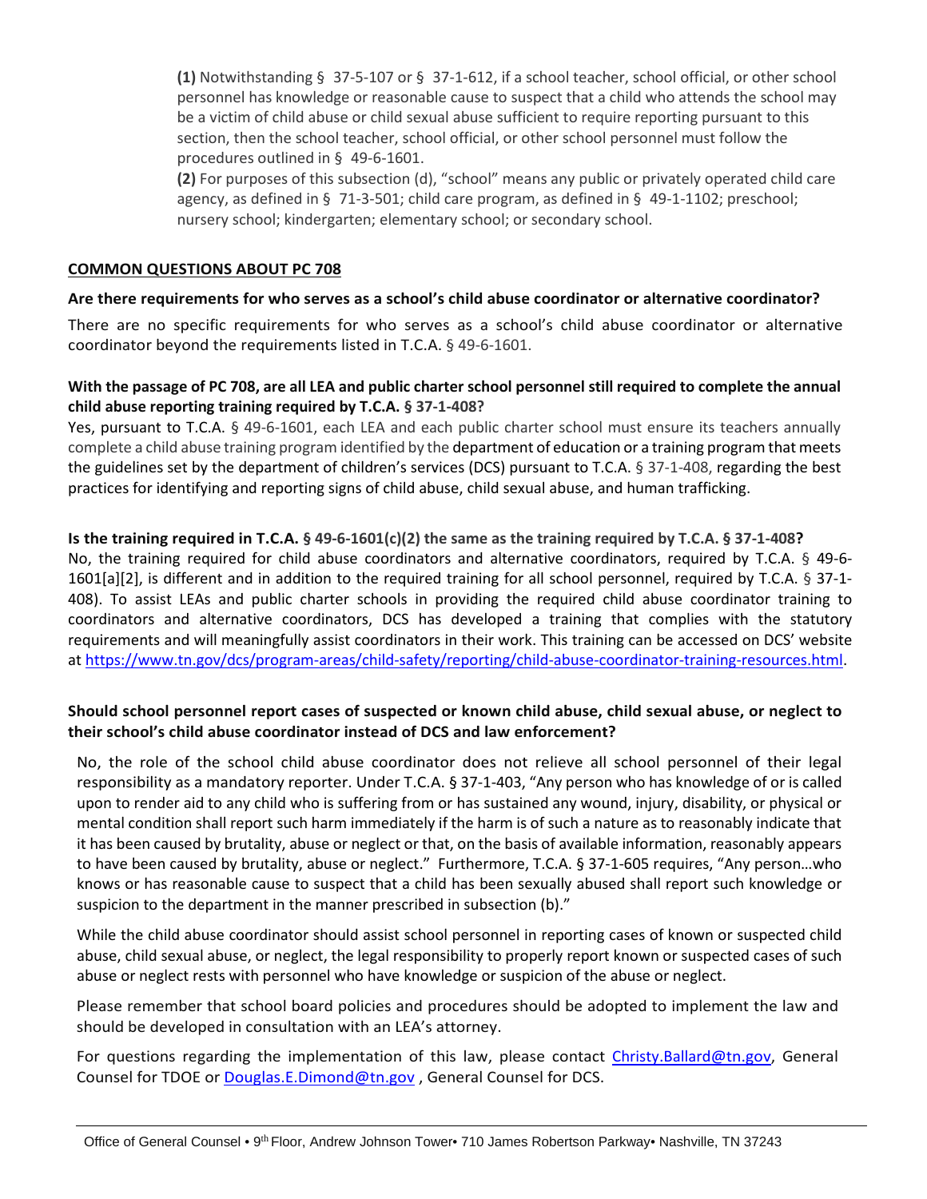**(1)** Notwithstanding § 37-5-107 or § 37-1-612, if a school teacher, school official, or other school personnel has knowledge or reasonable cause to suspect that a child who attends the school may be a victim of child abuse or child sexual abuse sufficient to require reporting pursuant to this section, then the school teacher, school official, or other school personnel must follow the procedures outlined in § 49-6-1601.

**(2)** For purposes of this subsection (d), "school" means any public or privately operated child care agency, as defined in § 71-3-501; child care program, as defined in § 49-1-1102; preschool; nursery school; kindergarten; elementary school; or secondary school.

## COMMON QUESTIONS ABOUT PC 708

**Are there requirements for who serves as a school's child abuse coordinator or alternative coordinator?**

There are no specific requirements for who serves as a school's child abuse coordinator or alternative coordinator beyond the requirements listed in T.C.A. § 49-6-1601.

**With the passage of PC 708, are all LEA and public charter school personnel still required to complete the annual child abuse reporting training required by T.C.A. § 37-1-408?**

Yes, pursuant to T.C.A. § 49-6-1601, each LEA and each public charter school must ensure its teachers annually complete a child abuse training program identified by the department of education or a training program that meets the guidelines set by the department of children's services (DCS) pursuant to T.C.A. § 37-1-408, regarding the best practices for identifying and reporting signs of child abuse, child sexual abuse, and human trafficking.

**Is the training required in T.C.A. § 49-6-1601(c)(2) the same as the training required by T.C.A. § 37-1-408?**

No, the training required for child abuse coordinators and alternative coordinators, required by T.C.A. § 49-6-1601[a][2], is different and in addition to the required training for all school personnel, required by T.C.A. § 37-1-408). To assist LEAs and public charter schools in providing the required child abuse coordinator training to coordinators and alternative coordinators, DCS has developed a training that complies with the statutory requirements and will meaningfully assist coordinators in their work. This training can be accessed on DCS' website at https://www.tn.gov/dcs/program-areas/child-safety/reporting/child-abuse-coordinator-training-resources.html.

**Should school personnel report cases of suspected or known child abuse, child sexual abuse, or neglect to their school's child abuse coordinator instead of DCS and law enforcement?**

No, the role of the school child abuse coordinator does not relieve all school personnel of their legal responsibility as a mandatory reporter. Under T.C.A. § 37-1-403, "Any person who has knowledge of or is called upon to render aid to any child who is suffering from or has sustained any wound, injury, disability, or physical or mental condition shall report such harm immediately if the harm is of such a nature as to reasonably indicate that it has been caused by brutality, abuse or neglect or that, on the basis of available information, reasonably appears to have been caused by brutality, abuse or neglect." Furthermore, T.C.A. § 37-1-605 requires, "Any person…who knows or has reasonable cause to suspect that a child has been sexually abused shall report such knowledge or suspicion to the department in the manner prescribed in subsection (b)."

While the child abuse coordinator should assist school personnel in reporting cases of known or suspected child abuse, child sexual abuse, or neglect, the legal responsibility to properly report known or suspected cases of such abuse or neglect rests with personnel who have knowledge or suspicion of the abuse or neglect.

Please remember that school board policies and procedures should be adopted to implement the law and should be developed in consultation with an LEA's attorney.

For questions regarding the implementation of this law, please contact Christy.Ballard@tn.gov, General Counsel for TDOE or Douglas.E.Dimond@tn.gov , General Counsel for DCS.